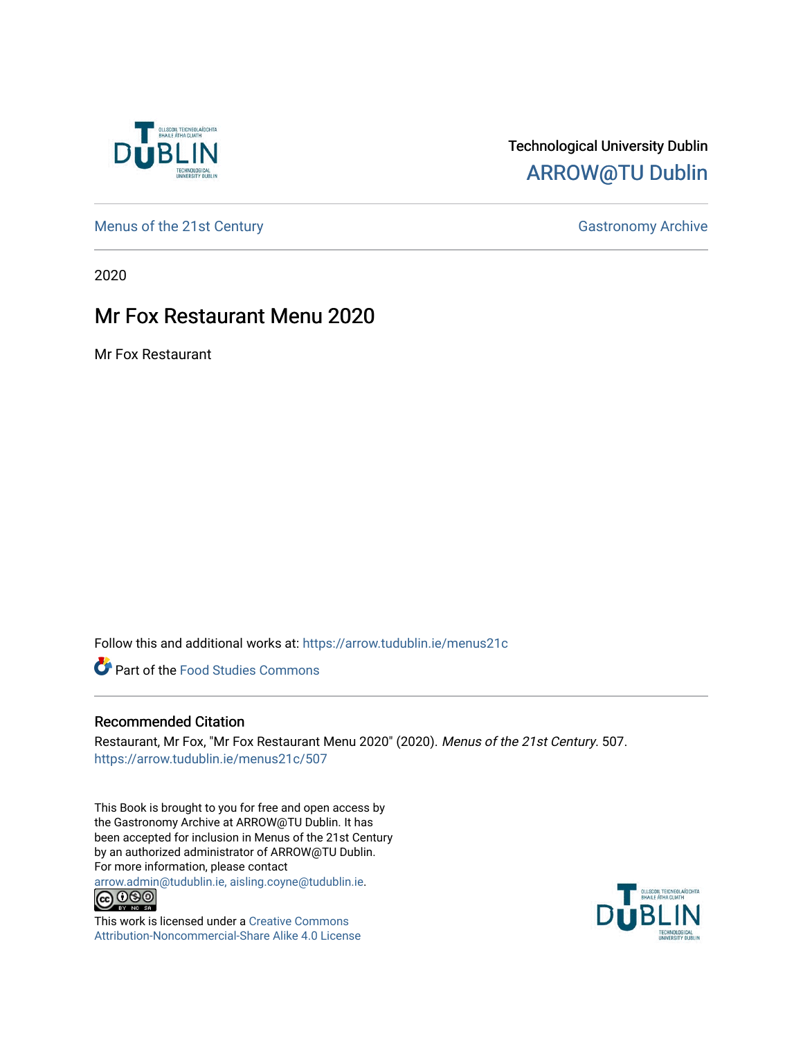Technological University Dublin

ARROW@TU Dublin

Menus of the 21st Century

Gastronomy Archive

2020

# Mr Fox Restaurant Menu 2020

Mr Fox Restaurant

Follow this and additional works at: https://arrow.tudublin.ie/menus21c

Part of the Food Studies Commons

## Recommended Citation

Restaurant, Mr Fox, "Mr Fox Restaurant Menu 2020" (2020). *Menus of the 21st Century*. 507.
https://arrow.tudublin.ie/menus21c/507

This Book is brought to you for free and open access by the Gastronomy Archive at ARROW@TU Dublin. It has been accepted for inclusion in Menus of the 21st Century by an authorized administrator of ARROW@TU Dublin. For more information, please contact arrow.admin@tudublin.ie, aisling.coyne@tudublin.ie.

This work is licensed under a Creative Commons Attribution-Noncommercial-Share Alike 4.0 License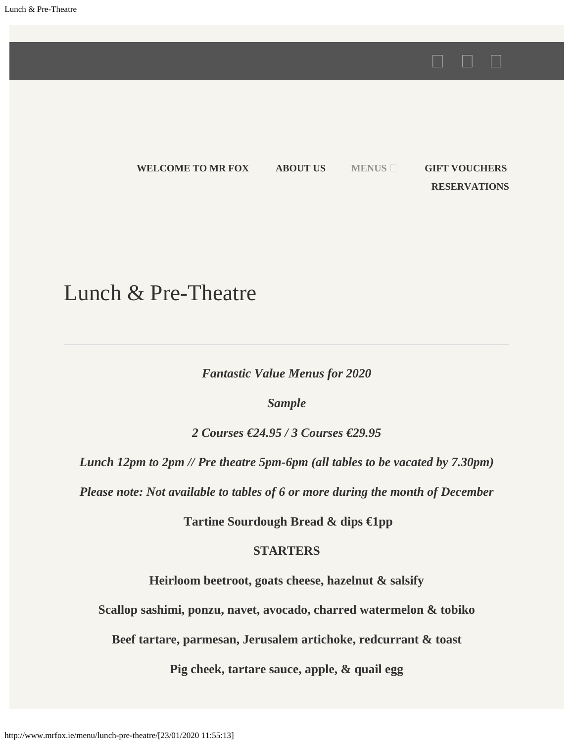WELCOME TO MR FOX ABOUT US MENUS GIFT VOUCHERS RESERVATIONS

# Lunch & Pre-Theatre

***Fantastic Value Menus for 2020***

***Sample***

***2 Courses €24.95 / 3 Courses €29.95***

***Lunch 12pm to 2pm // Pre theatre 5pm-6pm (all tables to be vacated by 7.30pm)***

***Please note: Not available to tables of 6 or more during the month of December***

**Tartine Sourdough Bread & dips €1pp**

**STARTERS**

**Heirloom beetroot, goats cheese, hazelnut & salsify**

**Scallop sashimi, ponzu, navet, avocado, charred watermelon & tobiko**

**Beef tartare, parmesan, Jerusalem artichoke, redcurrant & toast**

**Pig cheek, tartare sauce, apple, & quail egg**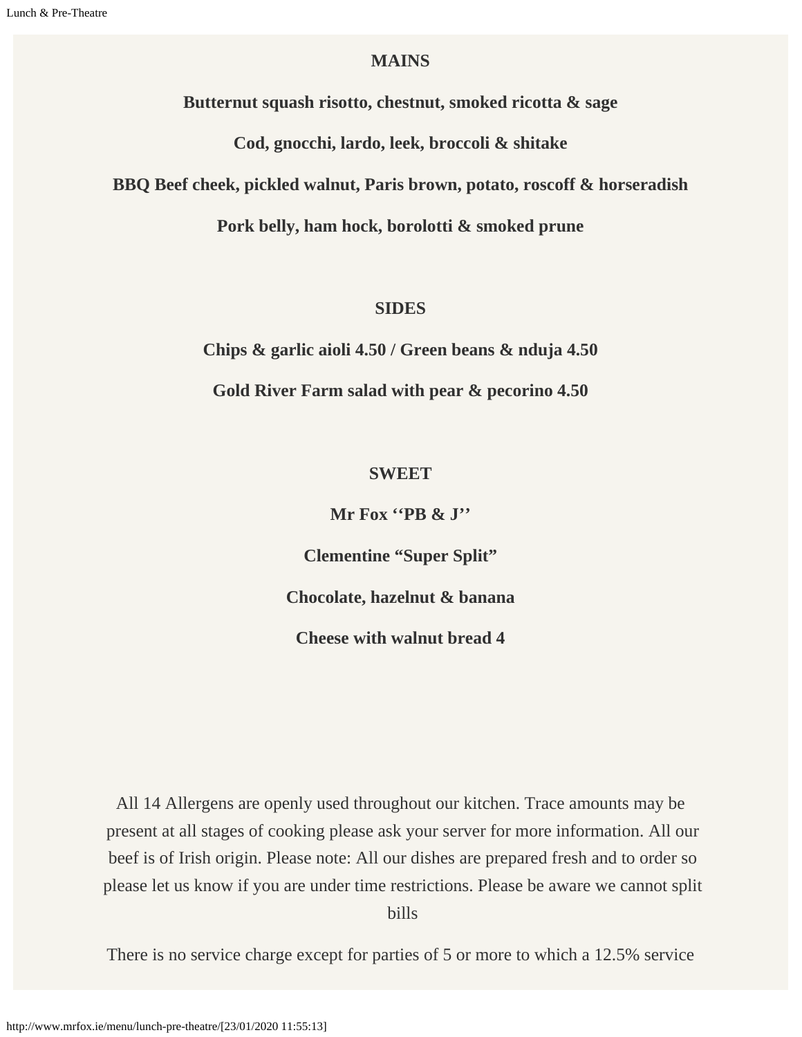## MAINS

**Butternut squash risotto, chestnut, smoked ricotta & sage**

**Cod, gnocchi, lardo, leek, broccoli & shitake**

**BBQ Beef cheek, pickled walnut, Paris brown, potato, roscoff & horseradish**

**Pork belly, ham hock, borolotti & smoked prune**

## SIDES

**Chips & garlic aioli 4.50 / Green beans & nduja 4.50**

**Gold River Farm salad with pear & pecorino 4.50**

## SWEET

**Mr Fox ‘‘PB & J’’**

**Clementine “Super Split”**

**Chocolate, hazelnut & banana**

**Cheese with walnut bread 4**

All 14 Allergens are openly used throughout our kitchen. Trace amounts may be present at all stages of cooking please ask your server for more information. All our beef is of Irish origin. Please note: All our dishes are prepared fresh and to order so please let us know if you are under time restrictions. Please be aware we cannot split bills

There is no service charge except for parties of 5 or more to which a 12.5% service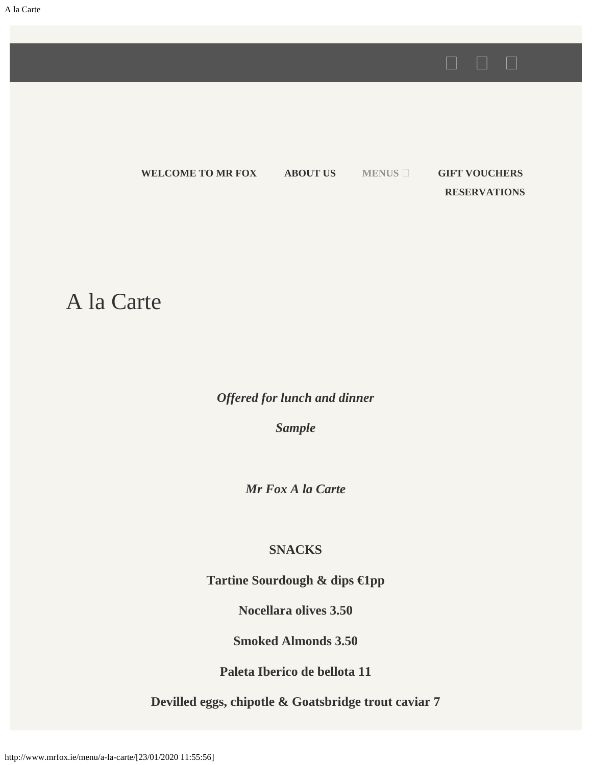WELCOME TO MR FOX ABOUT US MENUS GIFT VOUCHERS RESERVATIONS

# A la Carte

***Offered for lunch and dinner***

***Sample***

***Mr Fox A la Carte***

**SNACKS**

**Tartine Sourdough & dips €1pp**

**Nocellara olives 3.50**

**Smoked Almonds 3.50**

**Paleta Iberico de bellota 11**

**Devilled eggs, chipotle & Goatsbridge trout caviar 7**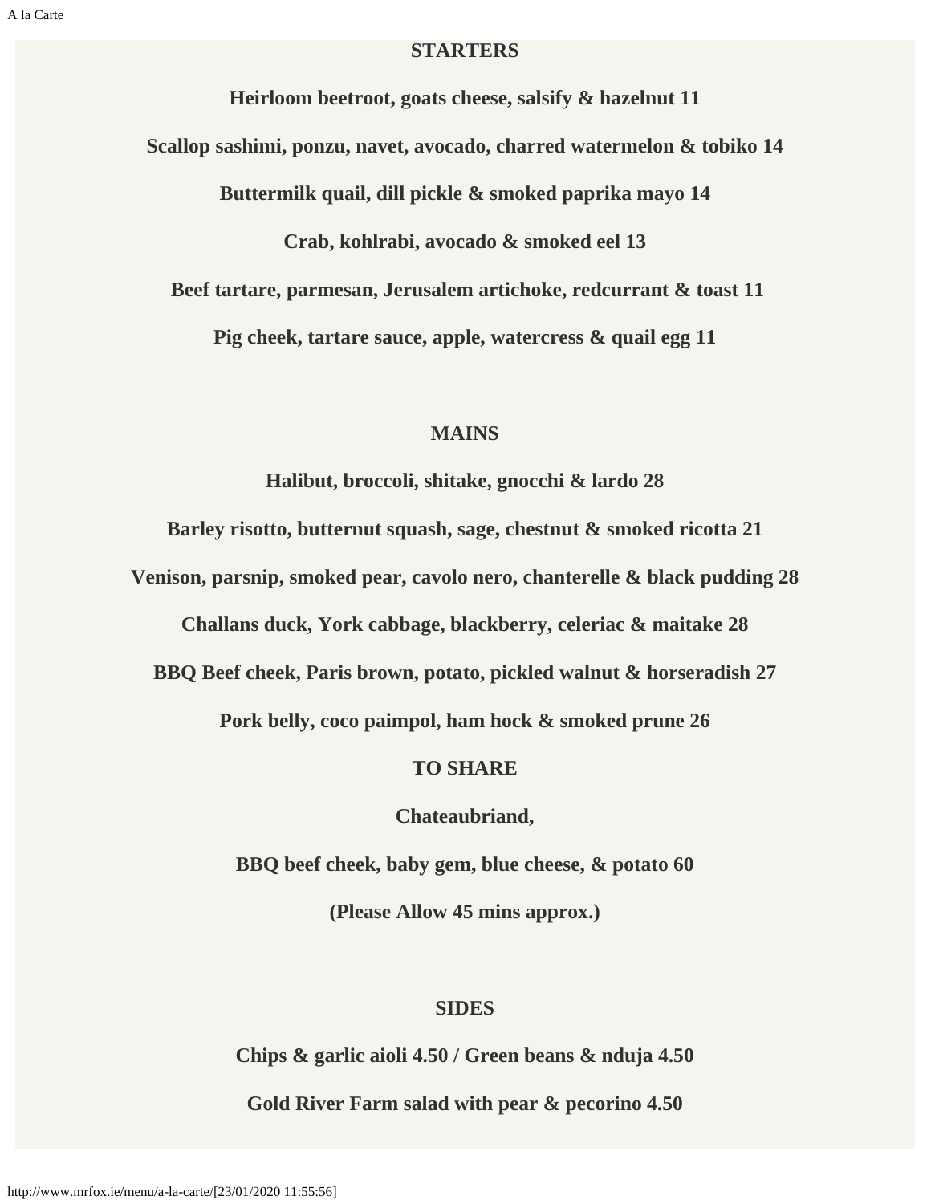## STARTERS

**Heirloom beetroot, goats cheese, salsify & hazelnut 11**

**Scallop sashimi, ponzu, navet, avocado, charred watermelon & tobiko 14**

**Buttermilk quail, dill pickle & smoked paprika mayo 14**

**Crab, kohlrabi, avocado & smoked eel 13**

**Beef tartare, parmesan, Jerusalem artichoke, redcurrant & toast 11**

**Pig cheek, tartare sauce, apple, watercress & quail egg 11**

## MAINS

**Halibut, broccoli, shitake, gnocchi & lardo 28**

**Barley risotto, butternut squash, sage, chestnut & smoked ricotta 21**

**Venison, parsnip, smoked pear, cavolo nero, chanterelle & black pudding 28**

**Challans duck, York cabbage, blackberry, celeriac & maitake 28**

**BBQ Beef cheek, Paris brown, potato, pickled walnut & horseradish 27**

**Pork belly, coco paimpol, ham hock & smoked prune 26**

## TO SHARE

**Chateaubriand,**

**BBQ beef cheek, baby gem, blue cheese, & potato 60**

**(Please Allow 45 mins approx.)**

## SIDES

**Chips & garlic aioli 4.50 / Green beans & nduja 4.50**

**Gold River Farm salad with pear & pecorino 4.50**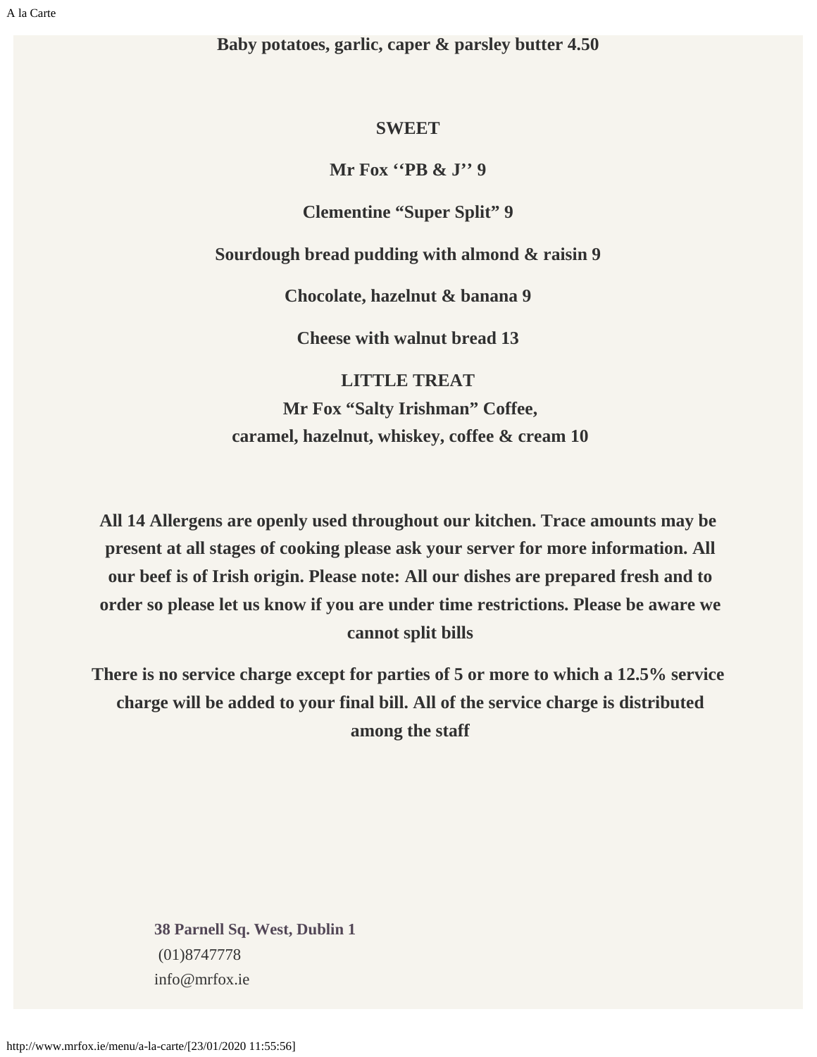**Baby potatoes, garlic, caper & parsley butter 4.50**

## SWEET

**Mr Fox ‘‘PB & J’’ 9**

**Clementine “Super Split” 9**

**Sourdough bread pudding with almond & raisin 9**

**Chocolate, hazelnut & banana 9**

**Cheese with walnut bread 13**

## LITTLE TREAT

**Mr Fox “Salty Irishman” Coffee,**
**caramel, hazelnut, whiskey, coffee & cream 10**

**All 14 Allergens are openly used throughout our kitchen. Trace amounts may be present at all stages of cooking please ask your server for more information. All our beef is of Irish origin. Please note: All our dishes are prepared fresh and to order so please let us know if you are under time restrictions. Please be aware we cannot split bills**

**There is no service charge except for parties of 5 or more to which a 12.5% service charge will be added to your final bill. All of the service charge is distributed among the staff**

**38 Parnell Sq. West, Dublin 1**
(01)8747778
info@mrfox.ie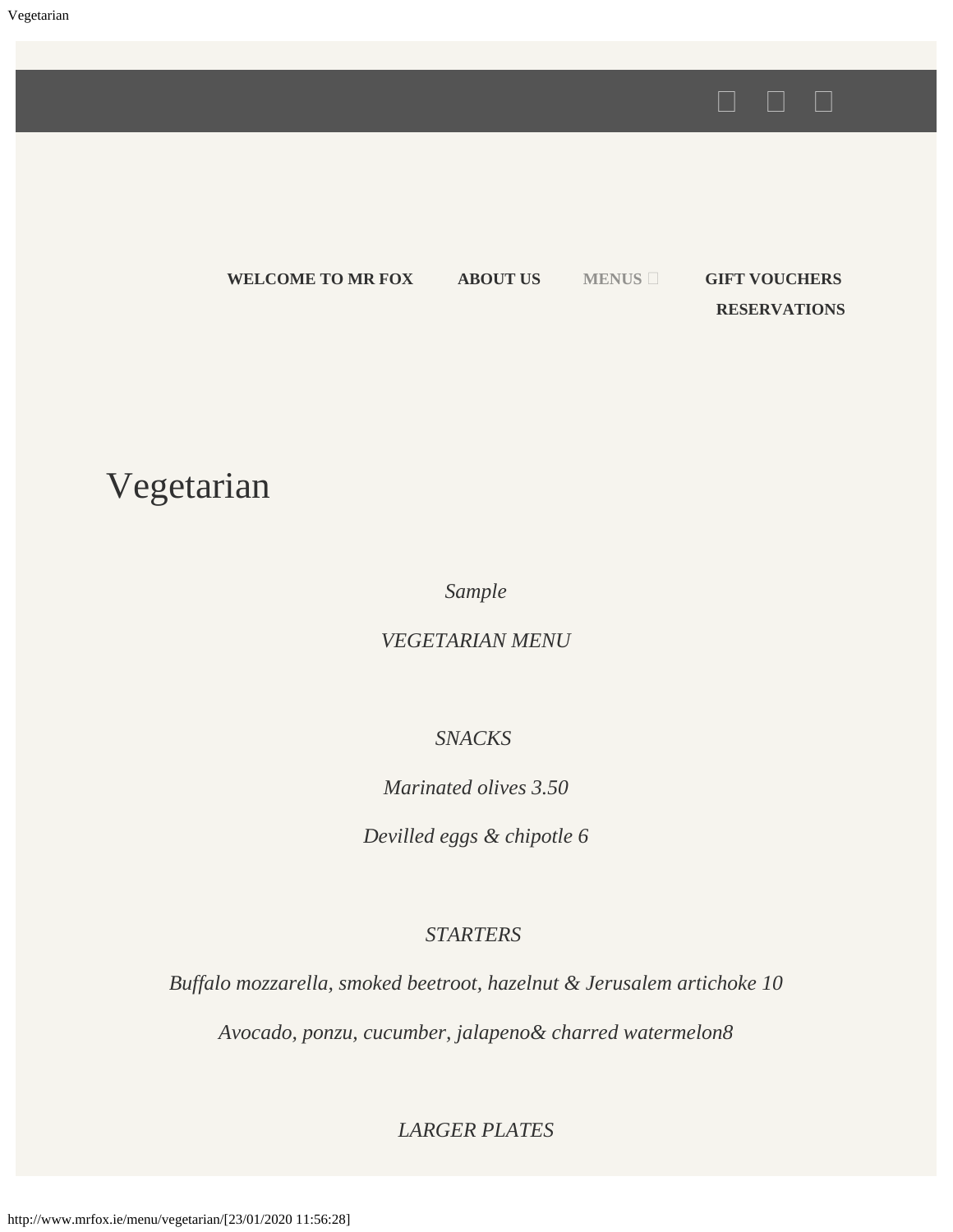**WELCOME TO MR FOX** **ABOUT US** **MENUS** **GIFT VOUCHERS** **RESERVATIONS**

# Vegetarian

*Sample*

*VEGETARIAN MENU*

*SNACKS*

*Marinated olives 3.50*

*Devilled eggs & chipotle 6*

*STARTERS*

*Buffalo mozzarella, smoked beetroot, hazelnut & Jerusalem artichoke 10*

*Avocado, ponzu, cucumber, jalapeno& charred watermelon8*

*LARGER PLATES*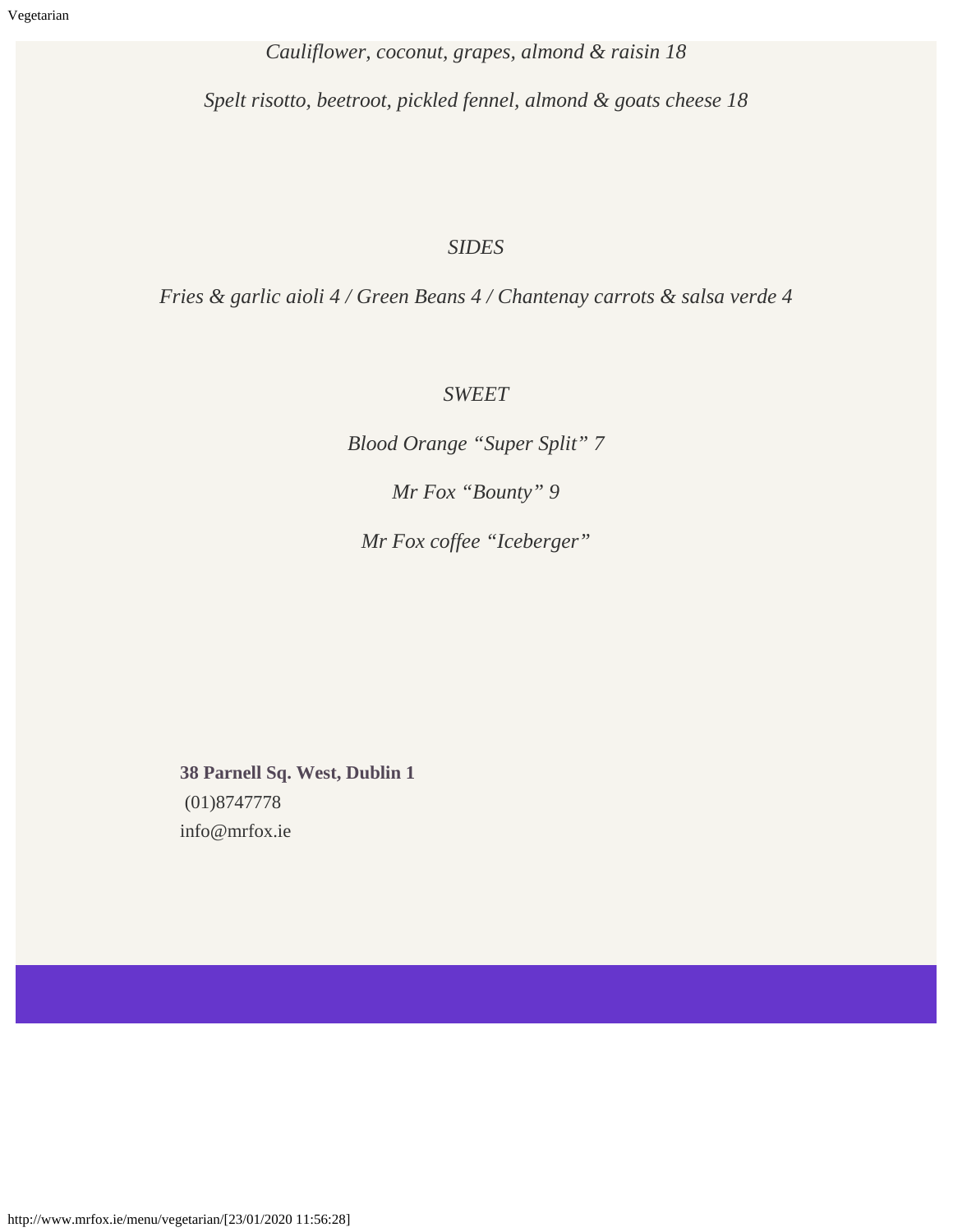*Cauliflower, coconut, grapes, almond & raisin 18*

*Spelt risotto, beetroot, pickled fennel, almond & goats cheese 18*

*SIDES*

*Fries & garlic aioli 4 / Green Beans 4 / Chantenay carrots & salsa verde 4*

*SWEET*

*Blood Orange "Super Split" 7*

*Mr Fox "Bounty" 9*

*Mr Fox coffee "Iceberger"*

**38 Parnell Sq. West, Dublin 1**
(01)8747778
info@mrfox.ie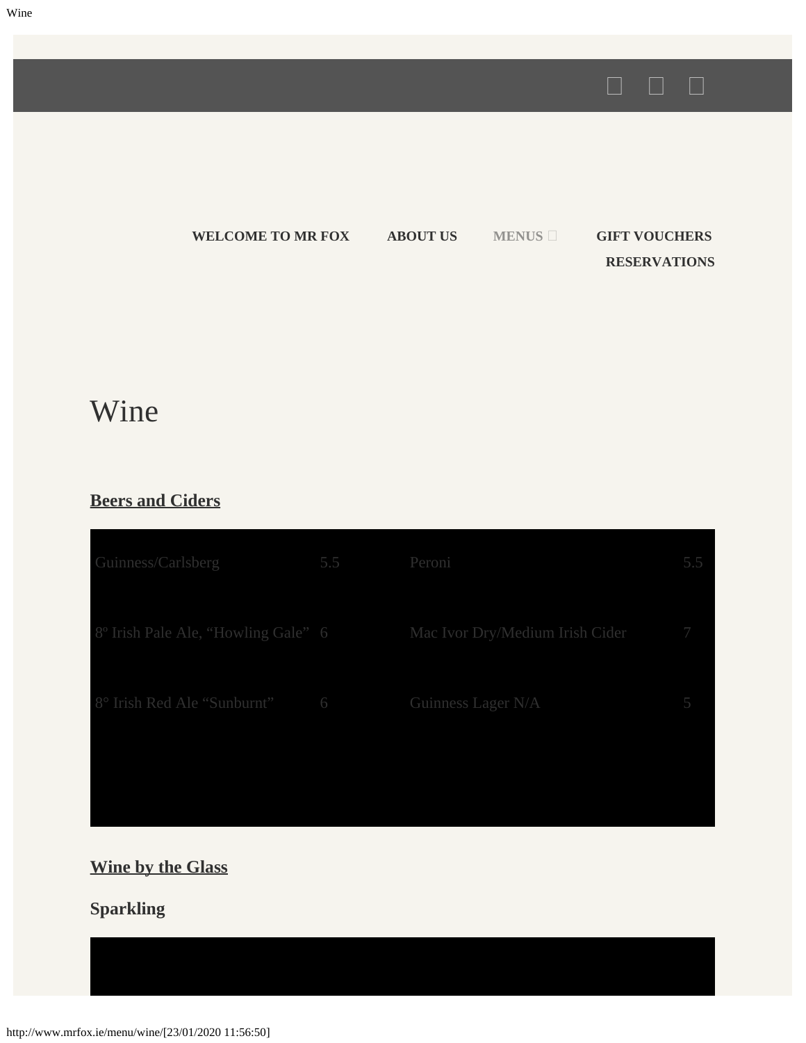**WELCOME TO MR FOX** **ABOUT US** **MENUS** **GIFT VOUCHERS** **RESERVATIONS**

# Wine

## Beers and Ciders

| | | | |
|---|---|---|---|
| Guinness/Carlsberg | 5.5 | Peroni | 5.5 |
| 8º Irish Pale Ale, "Howling Gale" | 6 | Mac Ivor Dry/Medium Irish Cider | 7 |
| 8° Irish Red Ale "Sunburnt" | 6 | Guinness Lager N/A | 5 |

## Wine by the Glass

### Sparkling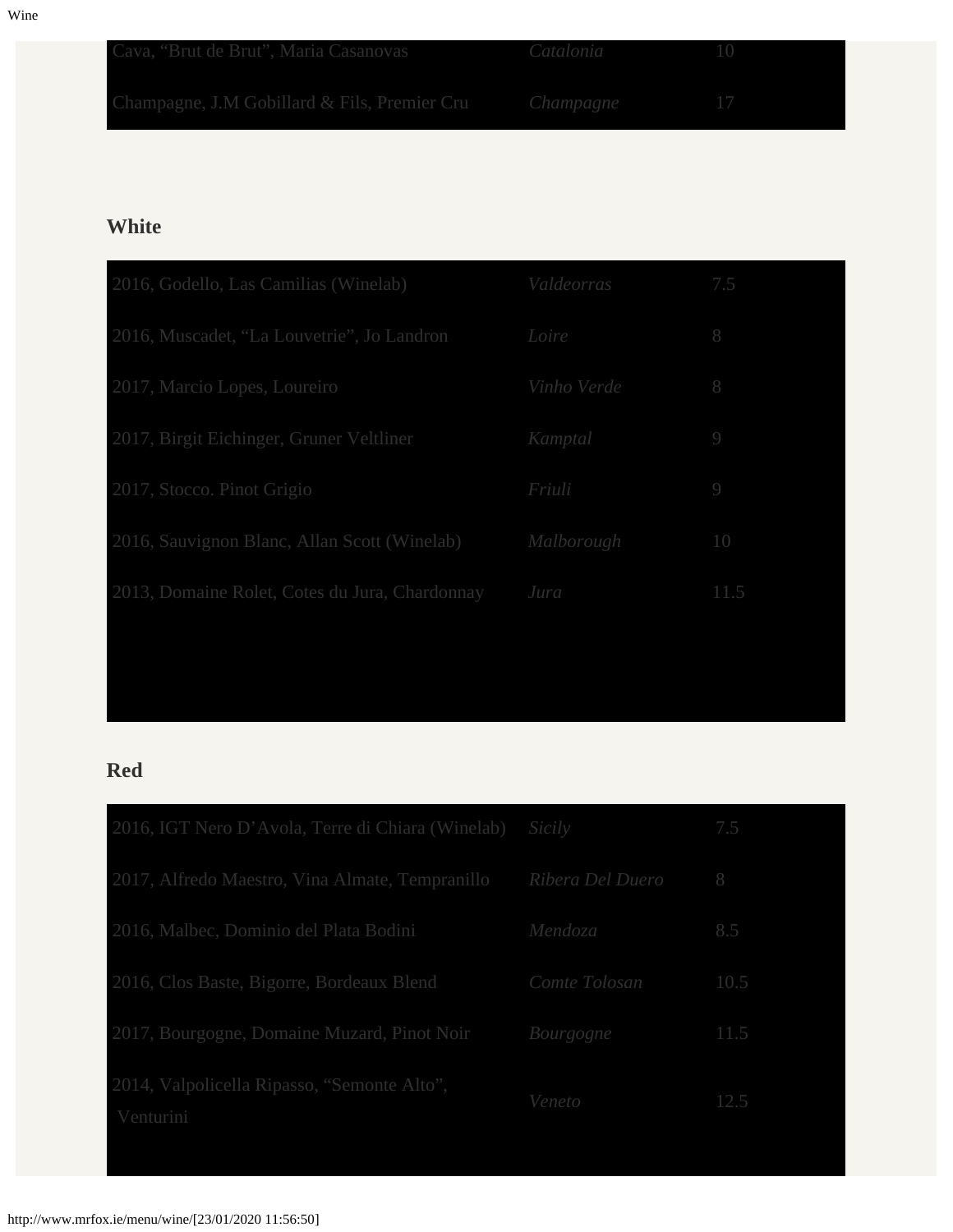| | | |
|---|---|---|
| Cava, “Brut de Brut”, Maria Casanovas | *Catalonia* | 10 |
| Champagne, J.M Gobillard & Fils, Premier Cru | *Champagne* | 17 |

## White

| | | |
|---|---|---|
| 2016, Godello, Las Camilias (Winelab) | *Valdeorras* | 7.5 |
| 2016, Muscadet, “La Louvetrie”, Jo Landron | *Loire* | 8 |
| 2017, Marcio Lopes, Loureiro | *Vinho Verde* | 8 |
| 2017, Birgit Eichinger, Gruner Veltliner | *Kamptal* | 9 |
| 2017, Stocco. Pinot Grigio | *Friuli* | 9 |
| 2016, Sauvignon Blanc, Allan Scott (Winelab) | *Malborough* | 10 |
| 2013, Domaine Rolet, Cotes du Jura, Chardonnay | *Jura* | 11.5 |

## Red

| | | |
|---|---|---|
| 2016, IGT Nero D’Avola, Terre di Chiara (Winelab) | *Sicily* | 7.5 |
| 2017, Alfredo Maestro, Vina Almate, Tempranillo | *Ribera Del Duero* | 8 |
| 2016, Malbec, Dominio del Plata Bodini | *Mendoza* | 8.5 |
| 2016, Clos Baste, Bigorre, Bordeaux Blend | *Comte Tolosan* | 10.5 |
| 2017, Bourgogne, Domaine Muzard, Pinot Noir | *Bourgogne* | 11.5 |
| 2014, Valpolicella Ripasso, “Semonte Alto”, Venturini | *Veneto* | 12.5 |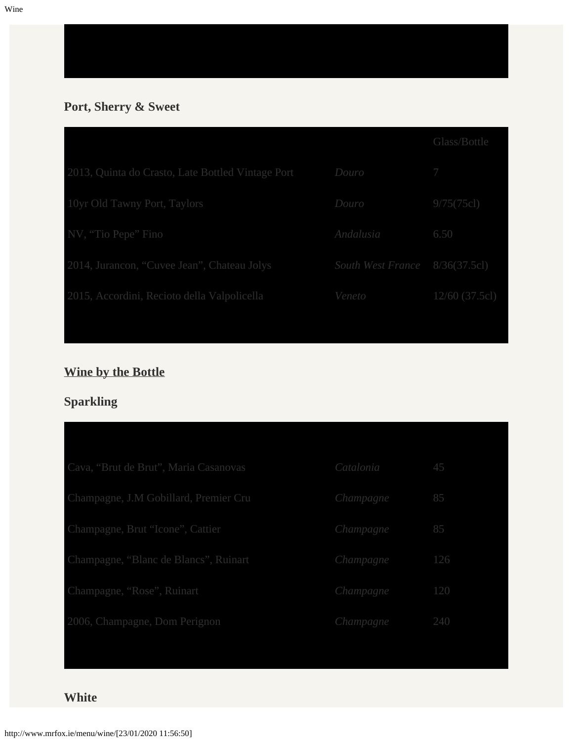## Port, Sherry & Sweet

| | | Glass/Bottle |
|---|---|---|
| 2013, Quinta do Crasto, Late Bottled Vintage Port | *Douro* | 7 |
| 10yr Old Tawny Port, Taylors | *Douro* | 9/75(75cl) |
| NV, "Tio Pepe" Fino | *Andalusia* | 6.50 |
| 2014, Jurancon, "Cuvee Jean", Chateau Jolys | *South West France* | 8/36(37.5cl) |
| 2015, Accordini, Recioto della Valpolicella | *Veneto* | 12/60 (37.5cl) |

## Wine by the Bottle

## Sparkling

| | | |
|---|---|---|
| Cava, "Brut de Brut", Maria Casanovas | *Catalonia* | 45 |
| Champagne, J.M Gobillard, Premier Cru | *Champagne* | 85 |
| Champagne, Brut "Icone", Cattier | *Champagne* | 85 |
| Champagne, "Blanc de Blancs", Ruinart | *Champagne* | 126 |
| Champagne, "Rose", Ruinart | *Champagne* | 120 |
| 2006, Champagne, Dom Perignon | *Champagne* | 240 |

## White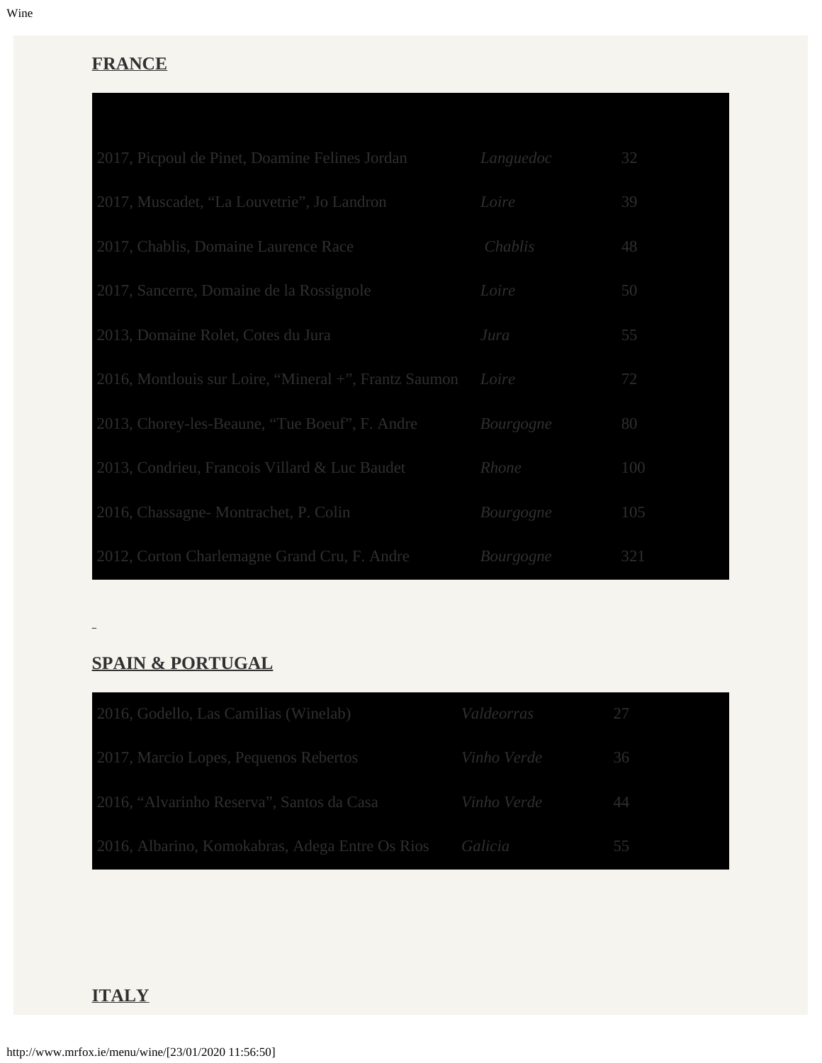## FRANCE

| | | |
|---|---|---|
| 2017, Picpoul de Pinet, Doamine Felines Jordan | *Languedoc* | 32 |
| 2017, Muscadet, “La Louvetrie”, Jo Landron | *Loire* | 39 |
| 2017, Chablis, Domaine Laurence Race | *Chablis* | 48 |
| 2017, Sancerre, Domaine de la Rossignole | *Loire* | 50 |
| 2013, Domaine Rolet, Cotes du Jura | *Jura* | 55 |
| 2016, Montlouis sur Loire, “Mineral +”, Frantz Saumon | *Loire* | 72 |
| 2013, Chorey-les-Beaune, “Tue Boeuf”, F. Andre | *Bourgogne* | 80 |
| 2013, Condrieu, Francois Villard & Luc Baudet | *Rhone* | 100 |
| 2016, Chassagne- Montrachet, P. Colin | *Bourgogne* | 105 |
| 2012, Corton Charlemagne Grand Cru, F. Andre | *Bourgogne* | 321 |

## SPAIN & PORTUGAL

| | | |
|---|---|---|
| 2016, Godello, Las Camilias (Winelab) | *Valdeorras* | 27 |
| 2017, Marcio Lopes, Pequenos Rebertos | *Vinho Verde* | 36 |
| 2016, “Alvarinho Reserva”, Santos da Casa | *Vinho Verde* | 44 |
| 2016, Albarino, Komokabras, Adega Entre Os Rios | *Galicia* | 55 |

## ITALY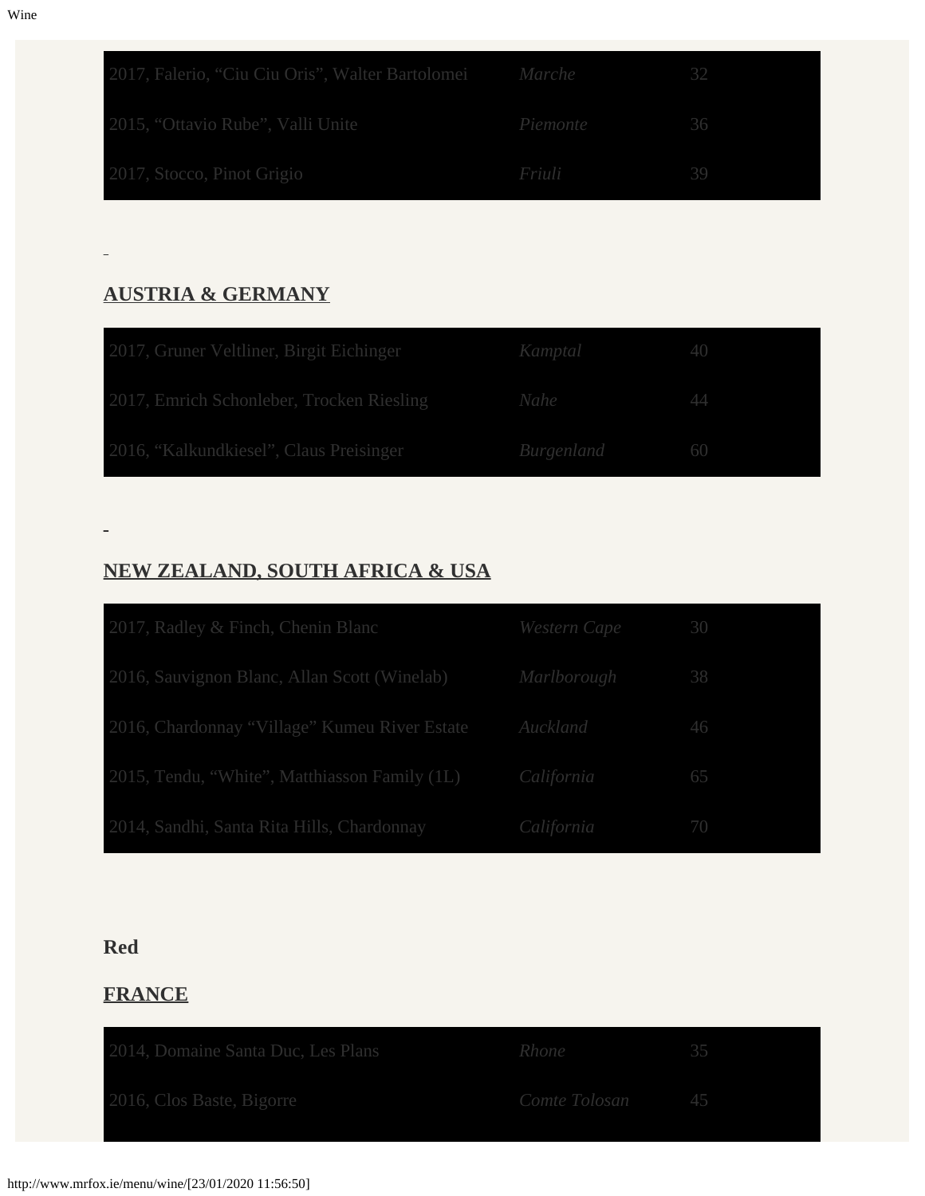| | | |
|---|---|---|
| 2017, Falerio, “Ciu Ciu Oris”, Walter Bartolomei | *Marche* | 32 |
| 2015, “Ottavio Rube”, Valli Unite | *Piemonte* | 36 |
| 2017, Stocco, Pinot Grigio | *Friuli* | 39 |

## AUSTRIA & GERMANY

| | | |
|---|---|---|
| 2017, Gruner Veltliner, Birgit Eichinger | *Kamptal* | 40 |
| 2017, Emrich Schonleber, Trocken Riesling | *Nahe* | 44 |
| 2016, “Kalkundkiesel”, Claus Preisinger | *Burgenland* | 60 |

## NEW ZEALAND, SOUTH AFRICA & USA

| | | |
|---|---|---|
| 2017, Radley & Finch, Chenin Blanc | *Western Cape* | 30 |
| 2016, Sauvignon Blanc, Allan Scott (Winelab) | *Marlborough* | 38 |
| 2016, Chardonnay “Village” Kumeu River Estate | *Auckland* | 46 |
| 2015, Tendu, “White”, Matthiasson Family (1L) | *California* | 65 |
| 2014, Sandhi, Santa Rita Hills, Chardonnay | *California* | 70 |

**Red**

## FRANCE

| | | |
|---|---|---|
| 2014, Domaine Santa Duc, Les Plans | *Rhone* | 35 |
| 2016, Clos Baste, Bigorre | *Comte Tolosan* | 45 |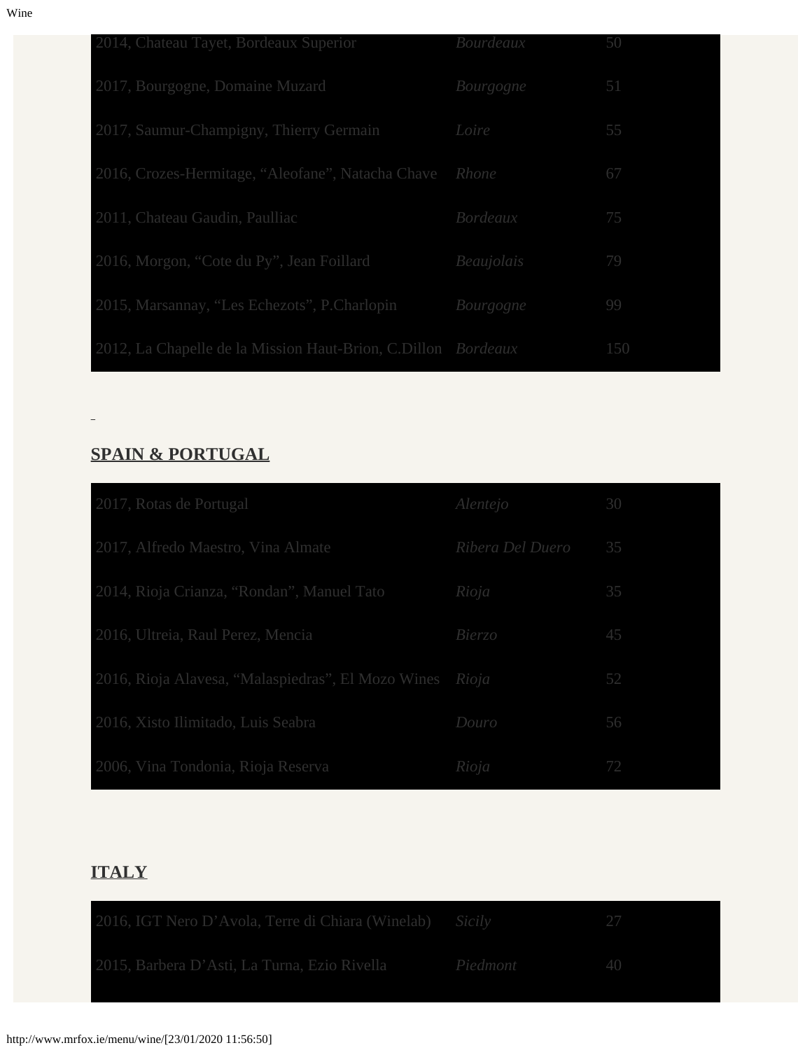| | | |
|---|---|---|
| 2014, Chateau Tayet, Bordeaux Superior | *Bourdeaux* | 50 |
| 2017, Bourgogne, Domaine Muzard | *Bourgogne* | 51 |
| 2017, Saumur-Champigny, Thierry Germain | *Loire* | 55 |
| 2016, Crozes-Hermitage, "Aleofane", Natacha Chave | *Rhone* | 67 |
| 2011, Chateau Gaudin, Paulliac | *Bordeaux* | 75 |
| 2016, Morgon, "Cote du Py", Jean Foillard | *Beaujolais* | 79 |
| 2015, Marsannay, "Les Echezots", P.Charlopin | *Bourgogne* | 99 |
| 2012, La Chapelle de la Mission Haut-Brion, C.Dillon | *Bordeaux* | 150 |

## SPAIN & PORTUGAL

| | | |
|---|---|---|
| 2017, Rotas de Portugal | *Alentejo* | 30 |
| 2017, Alfredo Maestro, Vina Almate | *Ribera Del Duero* | 35 |
| 2014, Rioja Crianza, "Rondan", Manuel Tato | *Rioja* | 35 |
| 2016, Ultreia, Raul Perez, Mencia | *Bierzo* | 45 |
| 2016, Rioja Alavesa, "Malaspiedras", El Mozo Wines | *Rioja* | 52 |
| 2016, Xisto Ilimitado, Luis Seabra | *Douro* | 56 |
| 2006, Vina Tondonia, Rioja Reserva | *Rioja* | 72 |

## ITALY

| | | |
|---|---|---|
| 2016, IGT Nero D'Avola, Terre di Chiara (Winelab) | *Sicily* | 27 |
| 2015, Barbera D'Asti, La Turna, Ezio Rivella | *Piedmont* | 40 |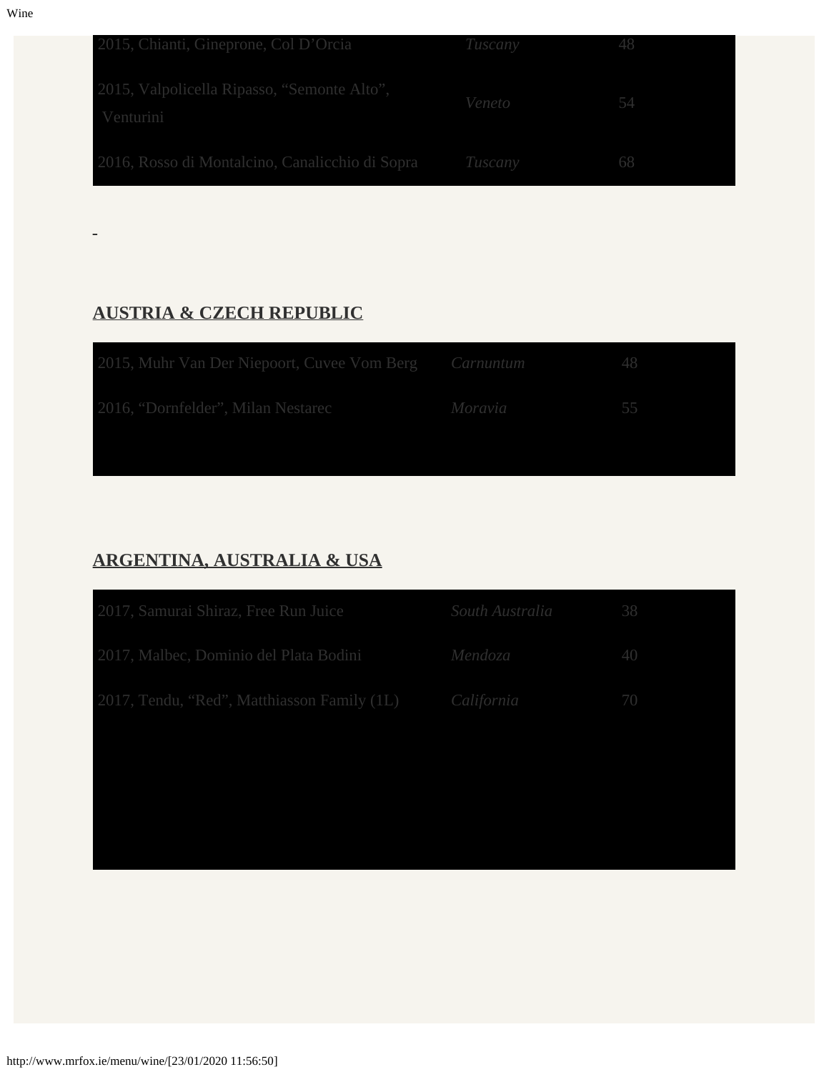| | | |
|---|---|---|
| 2015, Chianti, Gineprone, Col D’Orcia | *Tuscany* | 48 |
| 2015, Valpolicella Ripasso, “Semonte Alto”, Venturini | *Veneto* | 54 |
| 2016, Rosso di Montalcino, Canalicchio di Sopra | *Tuscany* | 68 |

-

## AUSTRIA & CZECH REPUBLIC

| | | |
|---|---|---|
| 2015, Muhr Van Der Niepoort, Cuvee Vom Berg | *Carnuntum* | 48 |
| 2016, “Dornfelder”, Milan Nestarec | *Moravia* | 55 |

## ARGENTINA, AUSTRALIA & USA

| | | |
|---|---|---|
| 2017, Samurai Shiraz, Free Run Juice | *South Australia* | 38 |
| 2017, Malbec, Dominio del Plata Bodini | *Mendoza* | 40 |
| 2017, Tendu, “Red”, Matthiasson Family (1L) | *California* | 70 |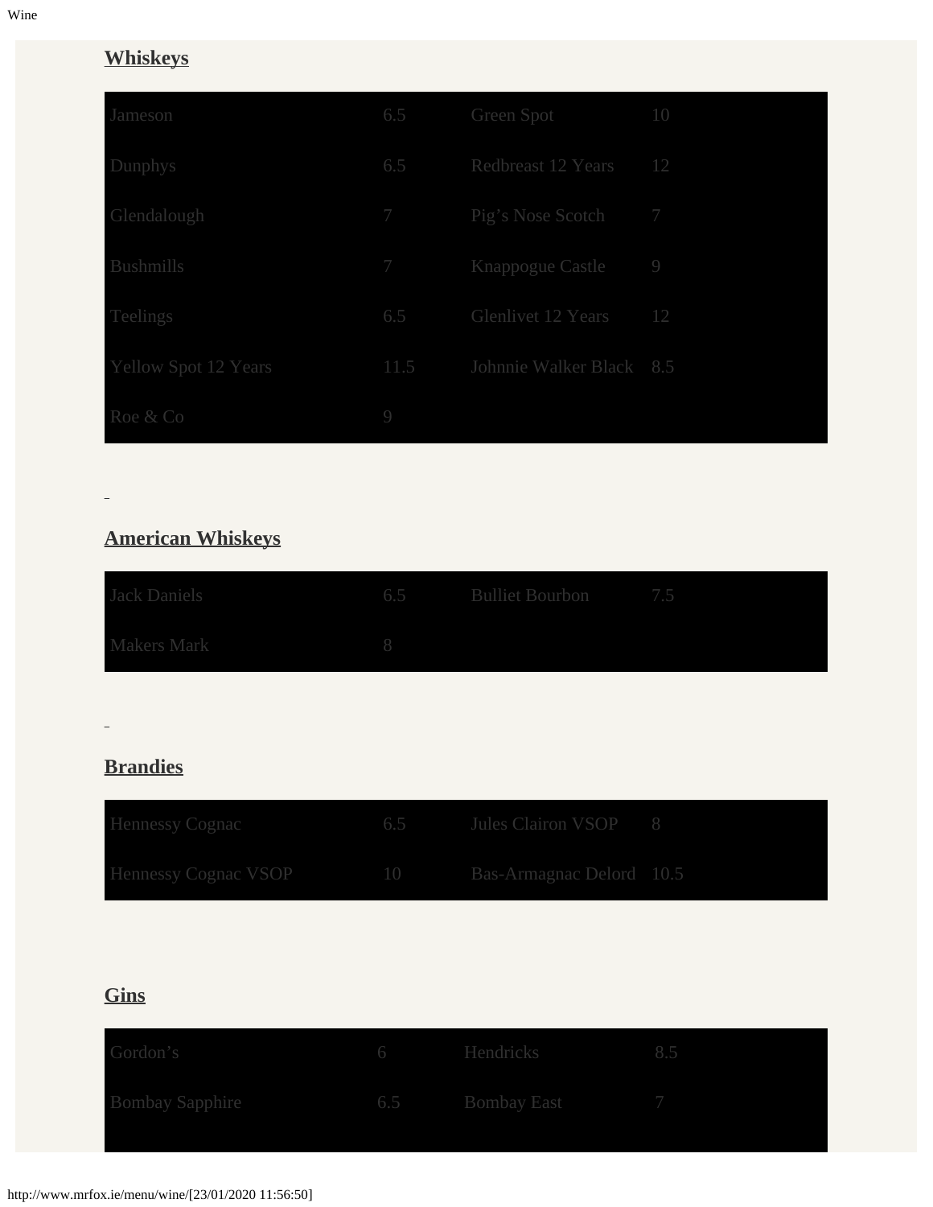## Whiskeys

| | | | |
|---|---|---|---|
| Jameson | 6.5 | Green Spot | 10 |
| Dunphys | 6.5 | Redbreast 12 Years | 12 |
| Glendalough | 7 | Pig's Nose Scotch | 7 |
| Bushmills | 7 | Knappogue Castle | 9 |
| Teelings | 6.5 | Glenlivet 12 Years | 12 |
| Yellow Spot 12 Years | 11.5 | Johnnie Walker Black | 8.5 |
| Roe & Co | 9 | | |

## American Whiskeys

| | | | |
|---|---|---|---|
| Jack Daniels | 6.5 | Bulliet Bourbon | 7.5 |
| Makers Mark | 8 | | |

## Brandies

| | | | |
|---|---|---|---|
| Hennessy Cognac | 6.5 | Jules Clairon VSOP | 8 |
| Hennessy Cognac VSOP | 10 | Bas-Armagnac Delord | 10.5 |

## Gins

| | | | |
|---|---|---|---|
| Gordon's | 6 | Hendricks | 8.5 |
| Bombay Sapphire | 6.5 | Bombay East | 7 |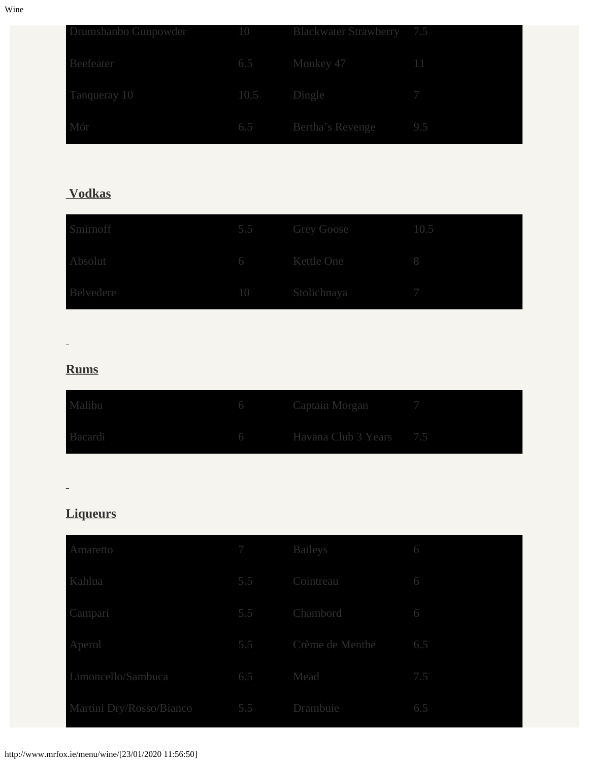| | | | |
|---|---|---|---|
| Drumshanbo Gunpowder | 10 | Blackwater Strawberry | 7.5 |
| Beefeater | 6.5 | Monkey 47 | 11 |
| Tanqueray 10 | 10.5 | Dingle | 7 |
| Mór | 6.5 | Bertha's Revenge | 9.5 |

## Vodkas

| | | | |
|---|---|---|---|
| Smirnoff | 5.5 | Grey Goose | 10.5 |
| Absolut | 6 | Kettle One | 8 |
| Belvedere | 10 | Stolichnaya | 7 |

## Rums

| | | | |
|---|---|---|---|
| Malibu | 6 | Captain Morgan | 7 |
| Bacardi | 6 | Havana Club 3 Years | 7.5 |

## Liqueurs

| | | | |
|---|---|---|---|
| Amaretto | 7 | Baileys | 6 |
| Kahlua | 5.5 | Cointreau | 6 |
| Campari | 5.5 | Chambord | 6 |
| Aperol | 5.5 | Crème de Menthe | 6.5 |
| Limoncello/Sambuca | 6.5 | Mead | 7.5 |
| Martini Dry/Rosso/Bianco | 5.5 | Drambuie | 6.5 |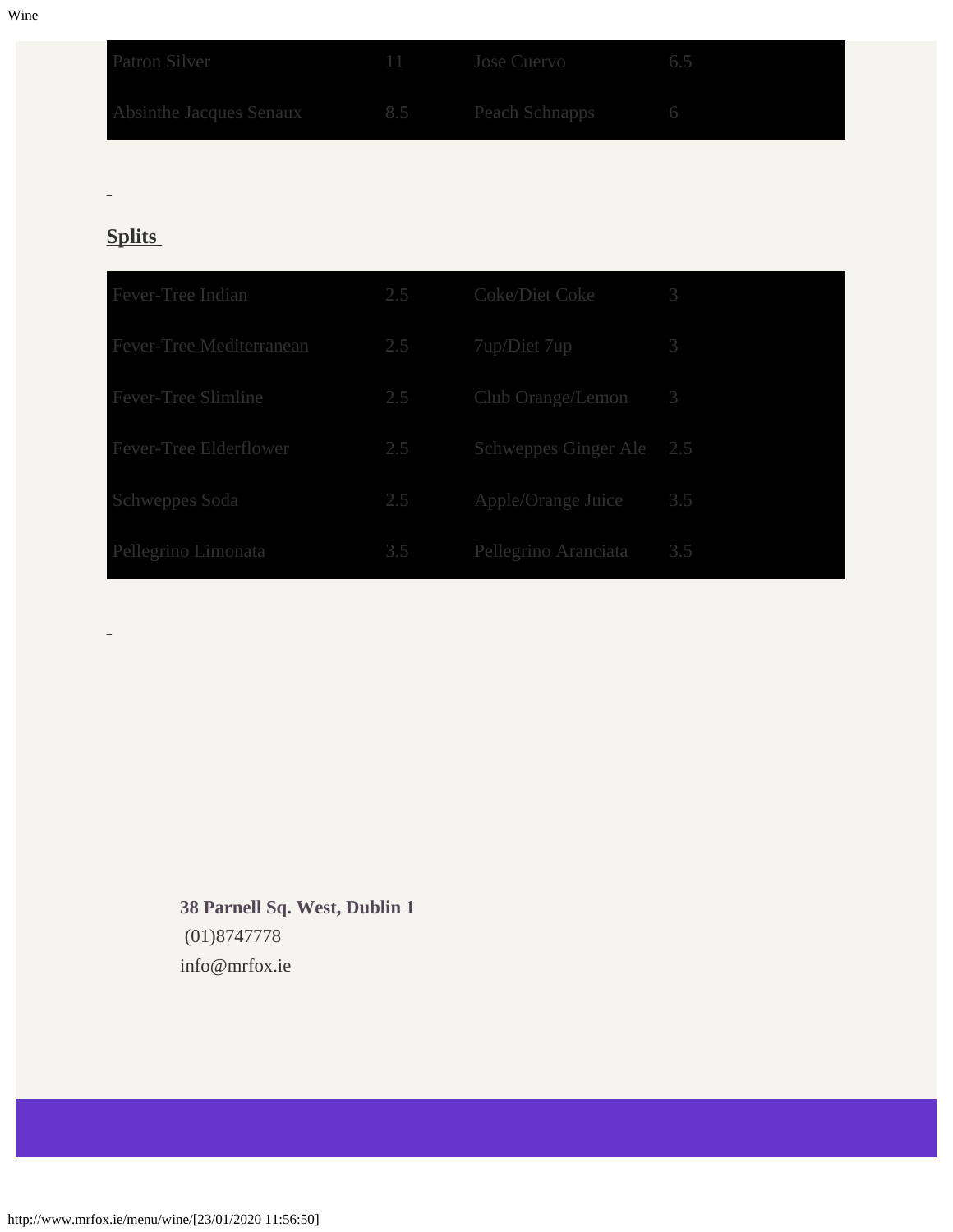| | | | |
|---|---|---|---|
| Patron Silver | 11 | Jose Cuervo | 6.5 |
| Absinthe Jacques Senaux | 8.5 | Peach Schnapps | 6 |

## Splits

| | | | |
|---|---|---|---|
| Fever-Tree Indian | 2.5 | Coke/Diet Coke | 3 |
| Fever-Tree Mediterranean | 2.5 | 7up/Diet 7up | 3 |
| Fever-Tree Slimline | 2.5 | Club Orange/Lemon | 3 |
| Fever-Tree Elderflower | 2.5 | Schweppes Ginger Ale | 2.5 |
| Schweppes Soda | 2.5 | Apple/Orange Juice | 3.5 |
| Pellegrino Limonata | 3.5 | Pellegrino Aranciata | 3.5 |

**38 Parnell Sq. West, Dublin 1**
(01)8747778
info@mrfox.ie